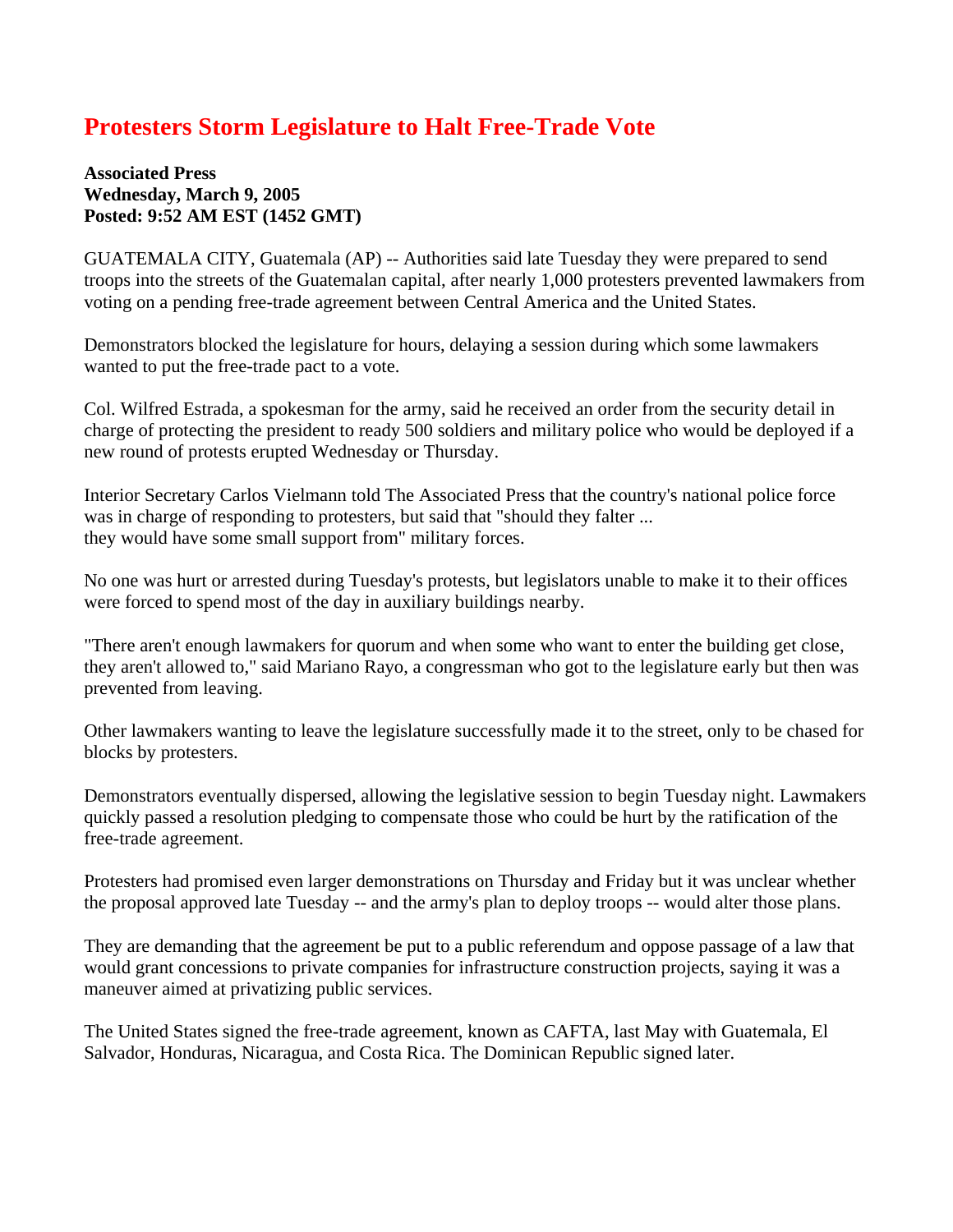# Protesters Storm Legislature to Halt Free-Trade Vote

**Associated Press**
**Wednesday, March 9, 2005**
**Posted: 9:52 AM EST (1452 GMT)**

GUATEMALA CITY, Guatemala (AP) -- Authorities said late Tuesday they were prepared to send troops into the streets of the Guatemalan capital, after nearly 1,000 protesters prevented lawmakers from voting on a pending free-trade agreement between Central America and the United States.

Demonstrators blocked the legislature for hours, delaying a session during which some lawmakers wanted to put the free-trade pact to a vote.

Col. Wilfred Estrada, a spokesman for the army, said he received an order from the security detail in charge of protecting the president to ready 500 soldiers and military police who would be deployed if a new round of protests erupted Wednesday or Thursday.

Interior Secretary Carlos Vielmann told The Associated Press that the country's national police force was in charge of responding to protesters, but said that "should they falter ... they would have some small support from" military forces.

No one was hurt or arrested during Tuesday's protests, but legislators unable to make it to their offices were forced to spend most of the day in auxiliary buildings nearby.

"There aren't enough lawmakers for quorum and when some who want to enter the building get close, they aren't allowed to," said Mariano Rayo, a congressman who got to the legislature early but then was prevented from leaving.

Other lawmakers wanting to leave the legislature successfully made it to the street, only to be chased for blocks by protesters.

Demonstrators eventually dispersed, allowing the legislative session to begin Tuesday night. Lawmakers quickly passed a resolution pledging to compensate those who could be hurt by the ratification of the free-trade agreement.

Protesters had promised even larger demonstrations on Thursday and Friday but it was unclear whether the proposal approved late Tuesday -- and the army's plan to deploy troops -- would alter those plans.

They are demanding that the agreement be put to a public referendum and oppose passage of a law that would grant concessions to private companies for infrastructure construction projects, saying it was a maneuver aimed at privatizing public services.

The United States signed the free-trade agreement, known as CAFTA, last May with Guatemala, El Salvador, Honduras, Nicaragua, and Costa Rica. The Dominican Republic signed later.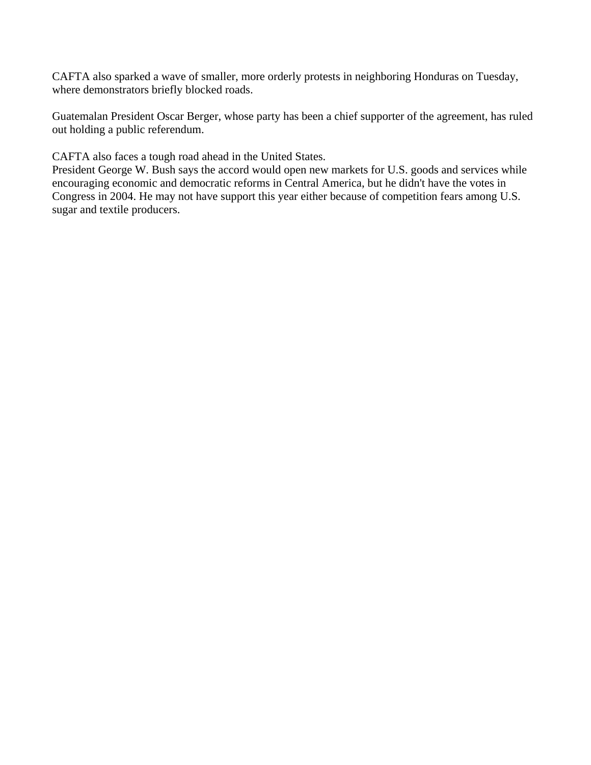CAFTA also sparked a wave of smaller, more orderly protests in neighboring Honduras on Tuesday, where demonstrators briefly blocked roads.

Guatemalan President Oscar Berger, whose party has been a chief supporter of the agreement, has ruled out holding a public referendum.

CAFTA also faces a tough road ahead in the United States.
President George W. Bush says the accord would open new markets for U.S. goods and services while encouraging economic and democratic reforms in Central America, but he didn't have the votes in Congress in 2004. He may not have support this year either because of competition fears among U.S. sugar and textile producers.